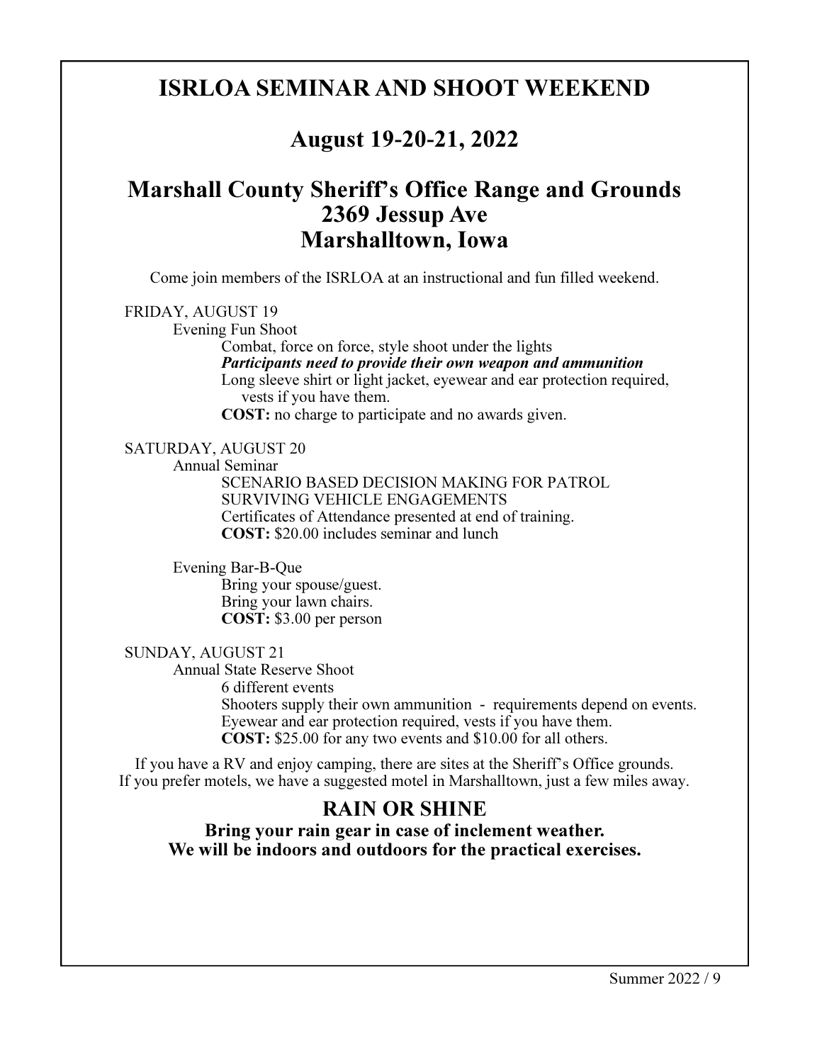# ISRLOA SEMINAR AND SHOOT WEEKEND

## August 19-20-21, 2022

## Marshall County Sheriff's Office Range and Grounds
## 2369 Jessup Ave
## Marshalltown, Iowa

Come join members of the ISRLOA at an instructional and fun filled weekend.

FRIDAY, AUGUST 19

Evening Fun Shoot

Combat, force on force, style shoot under the lights

***Participants need to provide their own weapon and ammunition***

Long sleeve shirt or light jacket, eyewear and ear protection required, vests if you have them.

**COST:** no charge to participate and no awards given.

SATURDAY, AUGUST 20

Annual Seminar

SCENARIO BASED DECISION MAKING FOR PATROL

SURVIVING VEHICLE ENGAGEMENTS

Certificates of Attendance presented at end of training.

**COST:** $20.00 includes seminar and lunch

Evening Bar-B-Que

Bring your spouse/guest.

Bring your lawn chairs.

**COST:** $3.00 per person

SUNDAY, AUGUST 21

Annual State Reserve Shoot

6 different events

Shooters supply their own ammunition - requirements depend on events.

Eyewear and ear protection required, vests if you have them.

**COST:** $25.00 for any two events and $10.00 for all others.

If you have a RV and enjoy camping, there are sites at the Sheriff's Office grounds.
If you prefer motels, we have a suggested motel in Marshalltown, just a few miles away.

## RAIN OR SHINE

**Bring your rain gear in case of inclement weather.**
**We will be indoors and outdoors for the practical exercises.**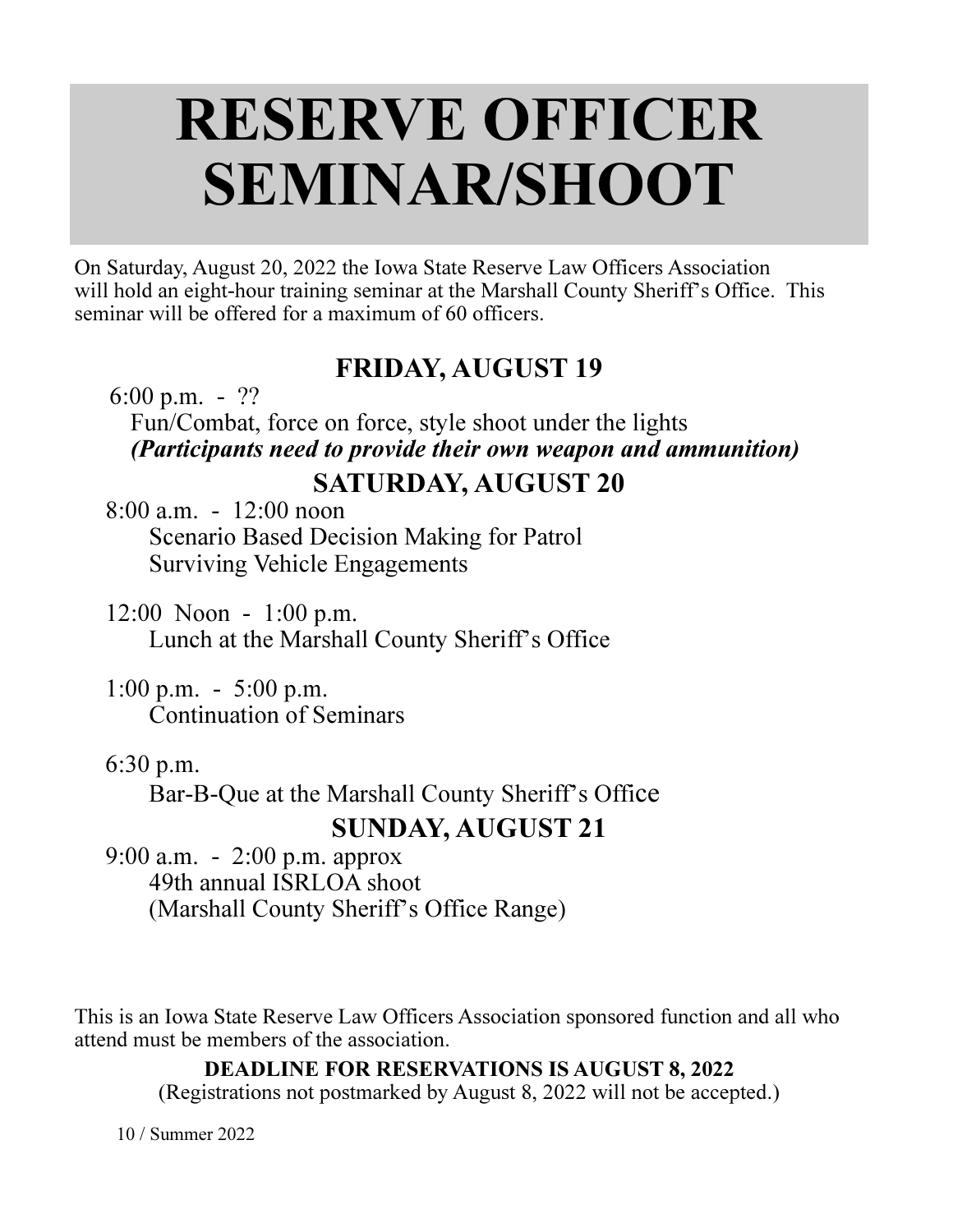# RESERVE OFFICER SEMINAR/SHOOT

On Saturday, August 20, 2022 the Iowa State Reserve Law Officers Association will hold an eight-hour training seminar at the Marshall County Sheriff's Office. This seminar will be offered for a maximum of 60 officers.

## FRIDAY, AUGUST 19

6:00 p.m. - ??
Fun/Combat, force on force, style shoot under the lights
***(Participants need to provide their own weapon and ammunition)***

## SATURDAY, AUGUST 20

8:00 a.m. - 12:00 noon
Scenario Based Decision Making for Patrol
Surviving Vehicle Engagements

12:00 Noon - 1:00 p.m.
Lunch at the Marshall County Sheriff's Office

1:00 p.m. - 5:00 p.m.
Continuation of Seminars

6:30 p.m.
Bar-B-Que at the Marshall County Sheriff's Office

## SUNDAY, AUGUST 21

9:00 a.m. - 2:00 p.m. approx
49th annual ISRLOA shoot
(Marshall County Sheriff's Office Range)

This is an Iowa State Reserve Law Officers Association sponsored function and all who attend must be members of the association.

**DEADLINE FOR RESERVATIONS IS AUGUST 8, 2022**
(Registrations not postmarked by August 8, 2022 will not be accepted.)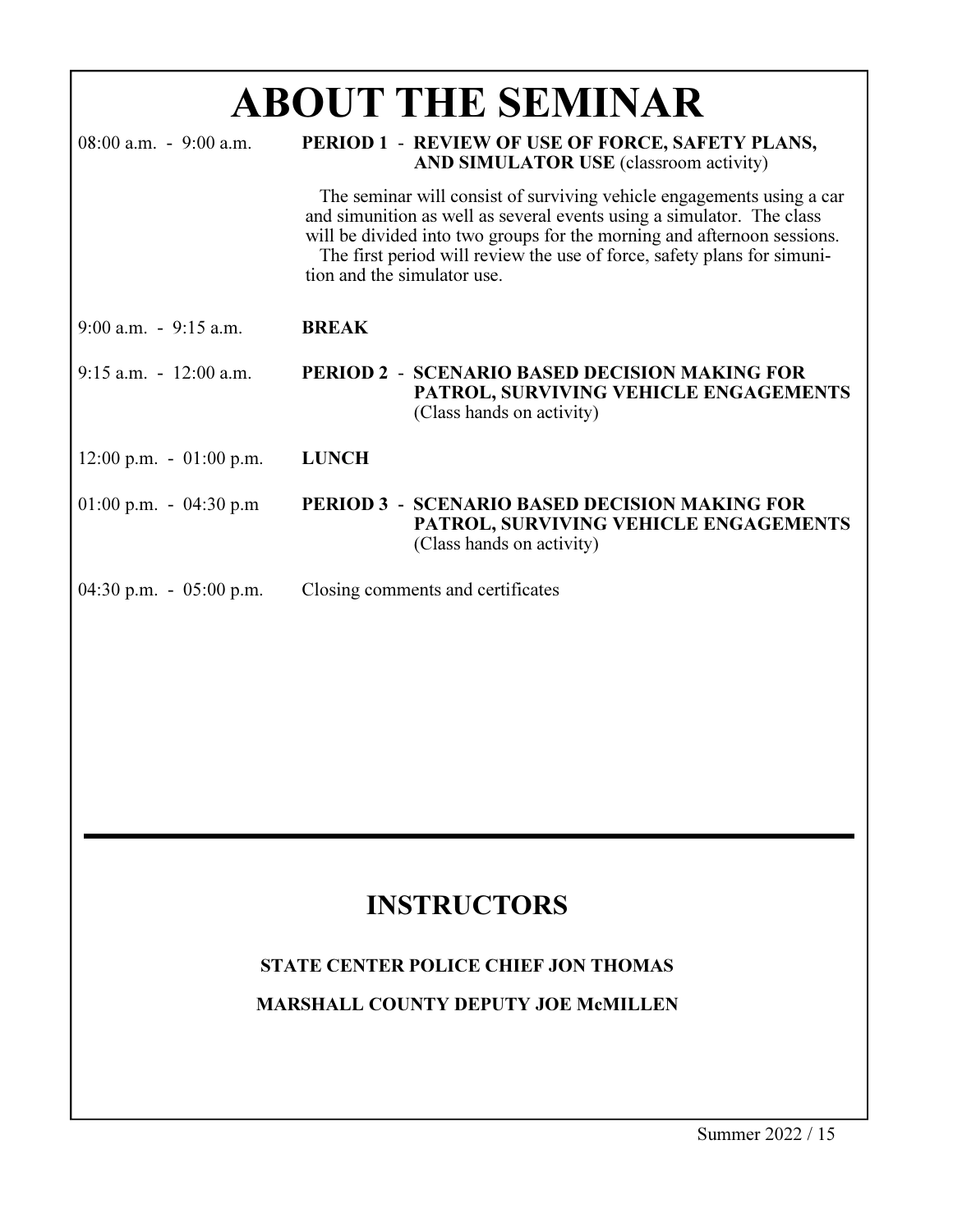# ABOUT THE SEMINAR

| | |
|---|---|
| 08:00 a.m. - 9:00 a.m. | **PERIOD 1 - REVIEW OF USE OF FORCE, SAFETY PLANS, AND SIMULATOR USE** (classroom activity) |
| | The seminar will consist of surviving vehicle engagements using a car and simunition as well as several events using a simulator. The class will be divided into two groups for the morning and afternoon sessions. The first period will review the use of force, safety plans for simunition and the simulator use. |
| 9:00 a.m. - 9:15 a.m. | **BREAK** |
| 9:15 a.m. - 12:00 a.m. | **PERIOD 2 - SCENARIO BASED DECISION MAKING FOR PATROL, SURVIVING VEHICLE ENGAGEMENTS** (Class hands on activity) |
| 12:00 p.m. - 01:00 p.m. | **LUNCH** |
| 01:00 p.m. - 04:30 p.m | **PERIOD 3 - SCENARIO BASED DECISION MAKING FOR PATROL, SURVIVING VEHICLE ENGAGEMENTS** (Class hands on activity) |
| 04:30 p.m. - 05:00 p.m. | Closing comments and certificates |

## INSTRUCTORS

**STATE CENTER POLICE CHIEF JON THOMAS**

**MARSHALL COUNTY DEPUTY JOE McMILLEN**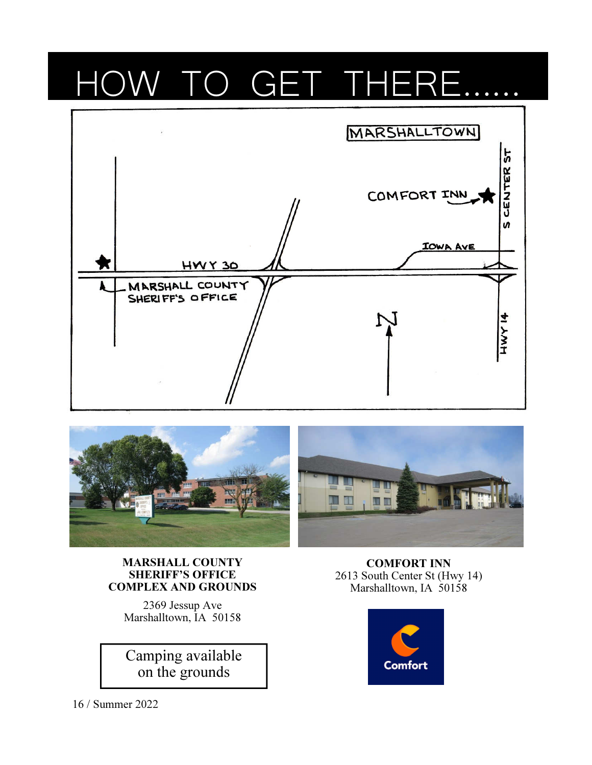# HOW TO GET THERE......

MARSHALLTOWN

COMFORT INN

S CENTER ST

IOWA AVE

HWY 30

MARSHALL COUNTY SHERIFF'S OFFICE

N

HWY 14

**MARSHALL COUNTY SHERIFF'S OFFICE COMPLEX AND GROUNDS**

2369 Jessup Ave
Marshalltown, IA 50158

Camping available on the grounds

**COMFORT INN**
2613 South Center St (Hwy 14)
Marshalltown, IA 50158

Comfort

16 / Summer 2022